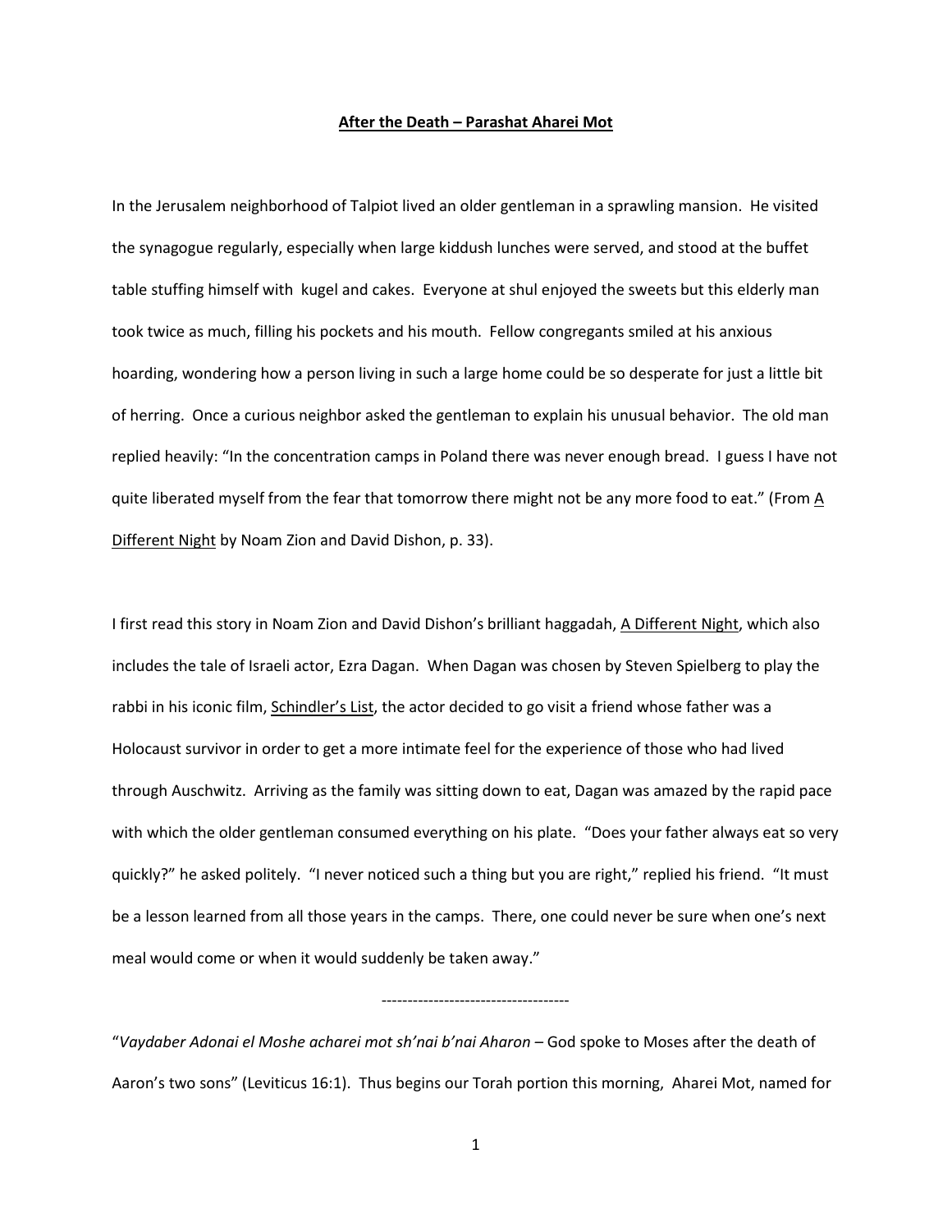**<u>After the Death – Parashat Aharei Mot</u>**

In the Jerusalem neighborhood of Talpiot lived an older gentleman in a sprawling mansion. He visited the synagogue regularly, especially when large kiddush lunches were served, and stood at the buffet table stuffing himself with kugel and cakes. Everyone at shul enjoyed the sweets but this elderly man took twice as much, filling his pockets and his mouth. Fellow congregants smiled at his anxious hoarding, wondering how a person living in such a large home could be so desperate for just a little bit of herring. Once a curious neighbor asked the gentleman to explain his unusual behavior. The old man replied heavily: "In the concentration camps in Poland there was never enough bread. I guess I have not quite liberated myself from the fear that tomorrow there might not be any more food to eat." (From <u>A Different Night</u> by Noam Zion and David Dishon, p. 33).

I first read this story in Noam Zion and David Dishon's brilliant haggadah, <u>A Different Night</u>, which also includes the tale of Israeli actor, Ezra Dagan. When Dagan was chosen by Steven Spielberg to play the rabbi in his iconic film, <u>Schindler's List</u>, the actor decided to go visit a friend whose father was a Holocaust survivor in order to get a more intimate feel for the experience of those who had lived through Auschwitz. Arriving as the family was sitting down to eat, Dagan was amazed by the rapid pace with which the older gentleman consumed everything on his plate. "Does your father always eat so very quickly?" he asked politely. "I never noticed such a thing but you are right," replied his friend. "It must be a lesson learned from all those years in the camps. There, one could never be sure when one's next meal would come or when it would suddenly be taken away."

------------------------------------

"*Vaydaber Adonai el Moshe acharei mot sh'nai b'nai Aharon* – God spoke to Moses after the death of Aaron's two sons" (Leviticus 16:1). Thus begins our Torah portion this morning, Aharei Mot, named for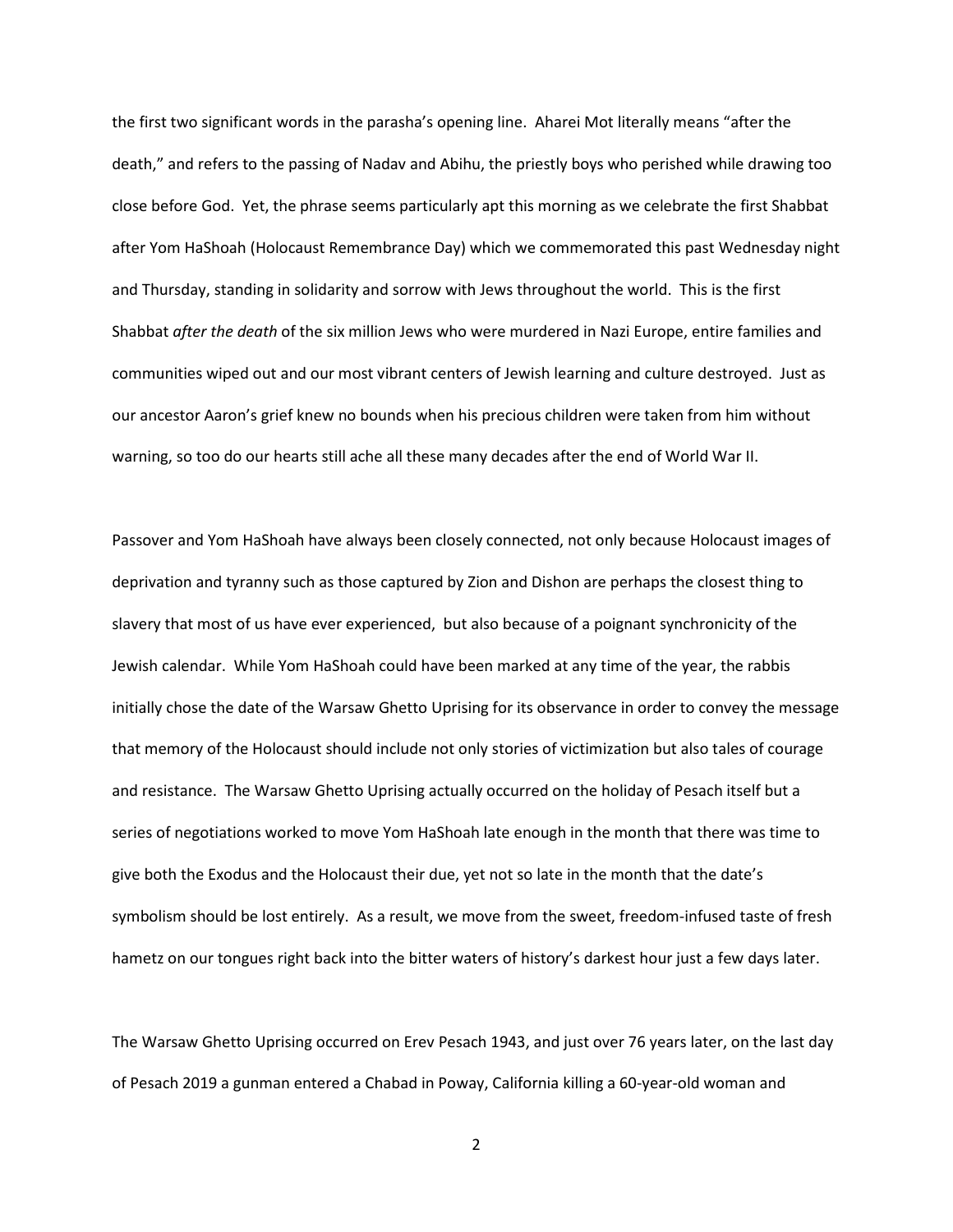the first two significant words in the parasha's opening line. Aharei Mot literally means "after the death," and refers to the passing of Nadav and Abihu, the priestly boys who perished while drawing too close before God. Yet, the phrase seems particularly apt this morning as we celebrate the first Shabbat after Yom HaShoah (Holocaust Remembrance Day) which we commemorated this past Wednesday night and Thursday, standing in solidarity and sorrow with Jews throughout the world. This is the first Shabbat *after the death* of the six million Jews who were murdered in Nazi Europe, entire families and communities wiped out and our most vibrant centers of Jewish learning and culture destroyed. Just as our ancestor Aaron's grief knew no bounds when his precious children were taken from him without warning, so too do our hearts still ache all these many decades after the end of World War II.

Passover and Yom HaShoah have always been closely connected, not only because Holocaust images of deprivation and tyranny such as those captured by Zion and Dishon are perhaps the closest thing to slavery that most of us have ever experienced, but also because of a poignant synchronicity of the Jewish calendar. While Yom HaShoah could have been marked at any time of the year, the rabbis initially chose the date of the Warsaw Ghetto Uprising for its observance in order to convey the message that memory of the Holocaust should include not only stories of victimization but also tales of courage and resistance. The Warsaw Ghetto Uprising actually occurred on the holiday of Pesach itself but a series of negotiations worked to move Yom HaShoah late enough in the month that there was time to give both the Exodus and the Holocaust their due, yet not so late in the month that the date's symbolism should be lost entirely. As a result, we move from the sweet, freedom-infused taste of fresh hametz on our tongues right back into the bitter waters of history's darkest hour just a few days later.

The Warsaw Ghetto Uprising occurred on Erev Pesach 1943, and just over 76 years later, on the last day of Pesach 2019 a gunman entered a Chabad in Poway, California killing a 60-year-old woman and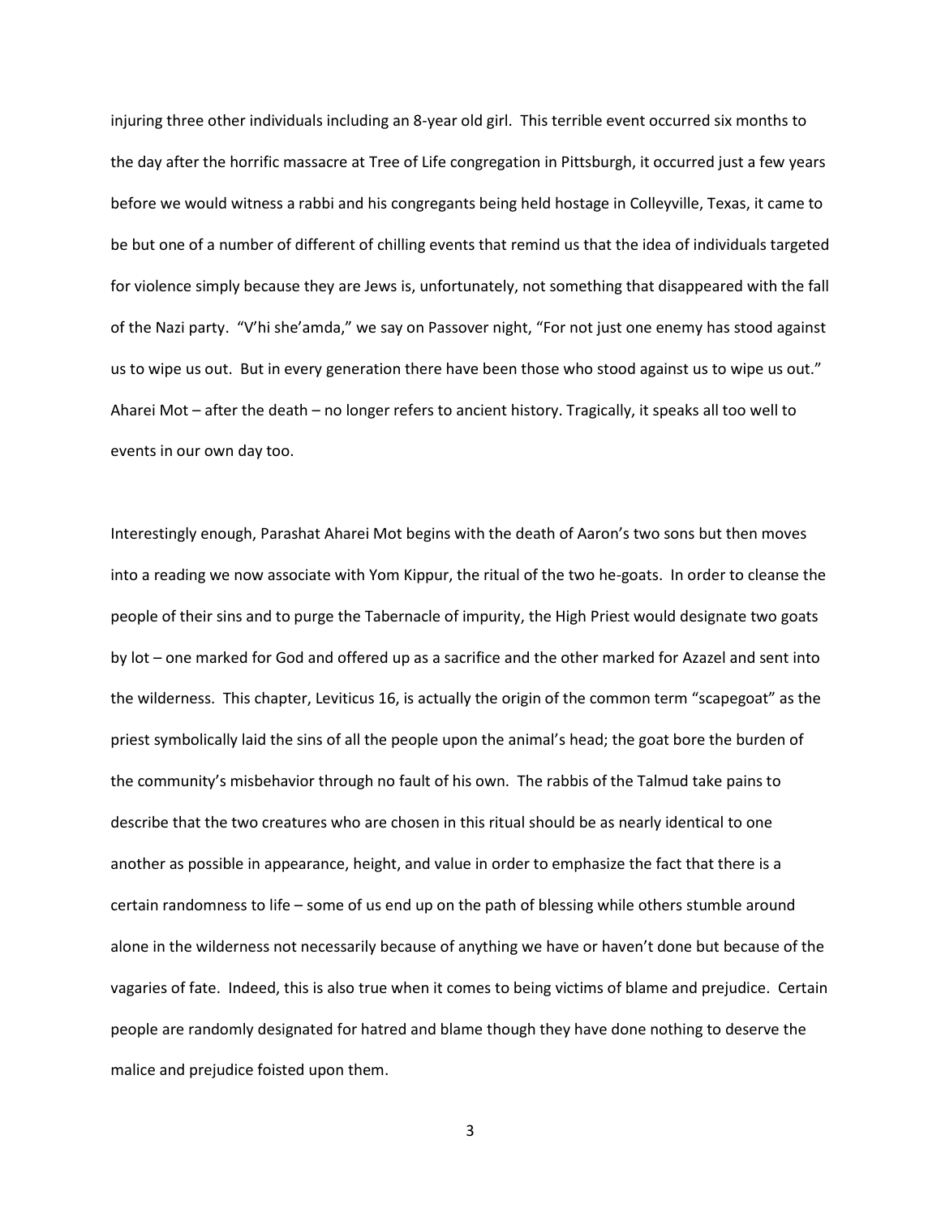injuring three other individuals including an 8-year old girl. This terrible event occurred six months to the day after the horrific massacre at Tree of Life congregation in Pittsburgh, it occurred just a few years before we would witness a rabbi and his congregants being held hostage in Colleyville, Texas, it came to be but one of a number of different of chilling events that remind us that the idea of individuals targeted for violence simply because they are Jews is, unfortunately, not something that disappeared with the fall of the Nazi party. "V'hi she'amda," we say on Passover night, "For not just one enemy has stood against us to wipe us out. But in every generation there have been those who stood against us to wipe us out." Aharei Mot – after the death – no longer refers to ancient history. Tragically, it speaks all too well to events in our own day too.

Interestingly enough, Parashat Aharei Mot begins with the death of Aaron's two sons but then moves into a reading we now associate with Yom Kippur, the ritual of the two he-goats. In order to cleanse the people of their sins and to purge the Tabernacle of impurity, the High Priest would designate two goats by lot – one marked for God and offered up as a sacrifice and the other marked for Azazel and sent into the wilderness. This chapter, Leviticus 16, is actually the origin of the common term "scapegoat" as the priest symbolically laid the sins of all the people upon the animal's head; the goat bore the burden of the community's misbehavior through no fault of his own. The rabbis of the Talmud take pains to describe that the two creatures who are chosen in this ritual should be as nearly identical to one another as possible in appearance, height, and value in order to emphasize the fact that there is a certain randomness to life – some of us end up on the path of blessing while others stumble around alone in the wilderness not necessarily because of anything we have or haven't done but because of the vagaries of fate. Indeed, this is also true when it comes to being victims of blame and prejudice. Certain people are randomly designated for hatred and blame though they have done nothing to deserve the malice and prejudice foisted upon them.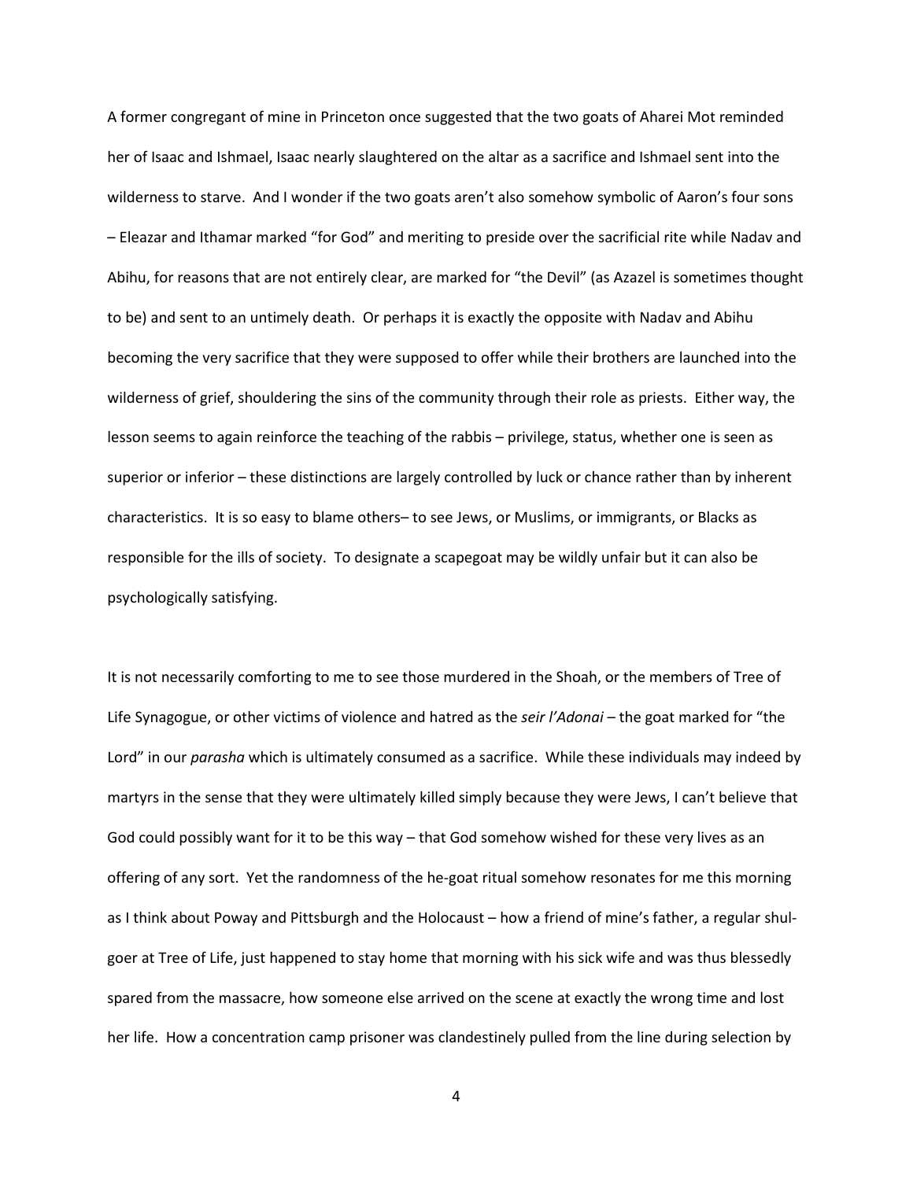A former congregant of mine in Princeton once suggested that the two goats of Aharei Mot reminded her of Isaac and Ishmael, Isaac nearly slaughtered on the altar as a sacrifice and Ishmael sent into the wilderness to starve. And I wonder if the two goats aren't also somehow symbolic of Aaron's four sons – Eleazar and Ithamar marked "for God" and meriting to preside over the sacrificial rite while Nadav and Abihu, for reasons that are not entirely clear, are marked for "the Devil" (as Azazel is sometimes thought to be) and sent to an untimely death. Or perhaps it is exactly the opposite with Nadav and Abihu becoming the very sacrifice that they were supposed to offer while their brothers are launched into the wilderness of grief, shouldering the sins of the community through their role as priests. Either way, the lesson seems to again reinforce the teaching of the rabbis – privilege, status, whether one is seen as superior or inferior – these distinctions are largely controlled by luck or chance rather than by inherent characteristics. It is so easy to blame others– to see Jews, or Muslims, or immigrants, or Blacks as responsible for the ills of society. To designate a scapegoat may be wildly unfair but it can also be psychologically satisfying.

It is not necessarily comforting to me to see those murdered in the Shoah, or the members of Tree of Life Synagogue, or other victims of violence and hatred as the *seir l'Adonai* – the goat marked for "the Lord" in our *parasha* which is ultimately consumed as a sacrifice. While these individuals may indeed by martyrs in the sense that they were ultimately killed simply because they were Jews, I can't believe that God could possibly want for it to be this way – that God somehow wished for these very lives as an offering of any sort. Yet the randomness of the he-goat ritual somehow resonates for me this morning as I think about Poway and Pittsburgh and the Holocaust – how a friend of mine's father, a regular shul-goer at Tree of Life, just happened to stay home that morning with his sick wife and was thus blessedly spared from the massacre, how someone else arrived on the scene at exactly the wrong time and lost her life. How a concentration camp prisoner was clandestinely pulled from the line during selection by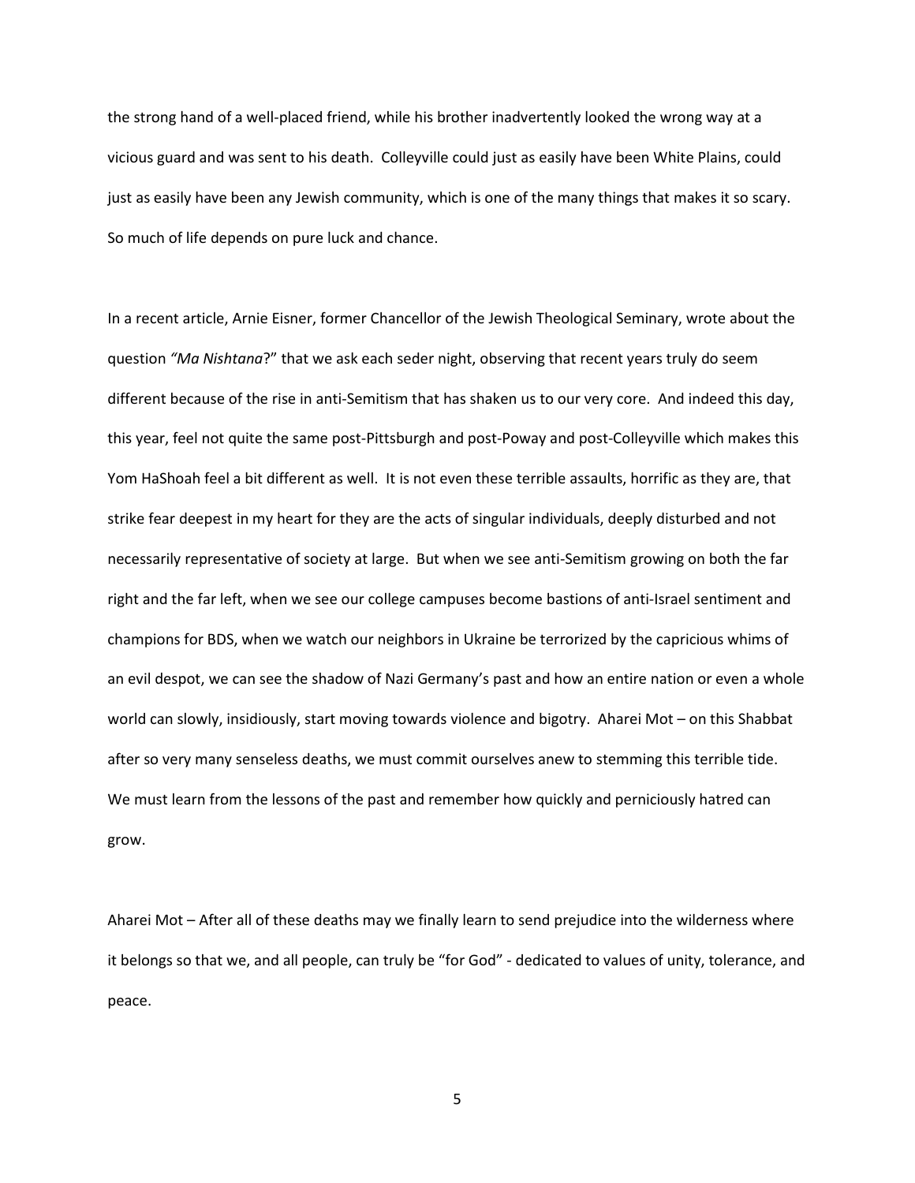the strong hand of a well-placed friend, while his brother inadvertently looked the wrong way at a vicious guard and was sent to his death. Colleyville could just as easily have been White Plains, could just as easily have been any Jewish community, which is one of the many things that makes it so scary. So much of life depends on pure luck and chance.

In a recent article, Arnie Eisner, former Chancellor of the Jewish Theological Seminary, wrote about the question *"Ma Nishtana*?" that we ask each seder night, observing that recent years truly do seem different because of the rise in anti-Semitism that has shaken us to our very core. And indeed this day, this year, feel not quite the same post-Pittsburgh and post-Poway and post-Colleyville which makes this Yom HaShoah feel a bit different as well. It is not even these terrible assaults, horrific as they are, that strike fear deepest in my heart for they are the acts of singular individuals, deeply disturbed and not necessarily representative of society at large. But when we see anti-Semitism growing on both the far right and the far left, when we see our college campuses become bastions of anti-Israel sentiment and champions for BDS, when we watch our neighbors in Ukraine be terrorized by the capricious whims of an evil despot, we can see the shadow of Nazi Germany's past and how an entire nation or even a whole world can slowly, insidiously, start moving towards violence and bigotry. Aharei Mot – on this Shabbat after so very many senseless deaths, we must commit ourselves anew to stemming this terrible tide. We must learn from the lessons of the past and remember how quickly and perniciously hatred can grow.

Aharei Mot – After all of these deaths may we finally learn to send prejudice into the wilderness where it belongs so that we, and all people, can truly be "for God" - dedicated to values of unity, tolerance, and peace.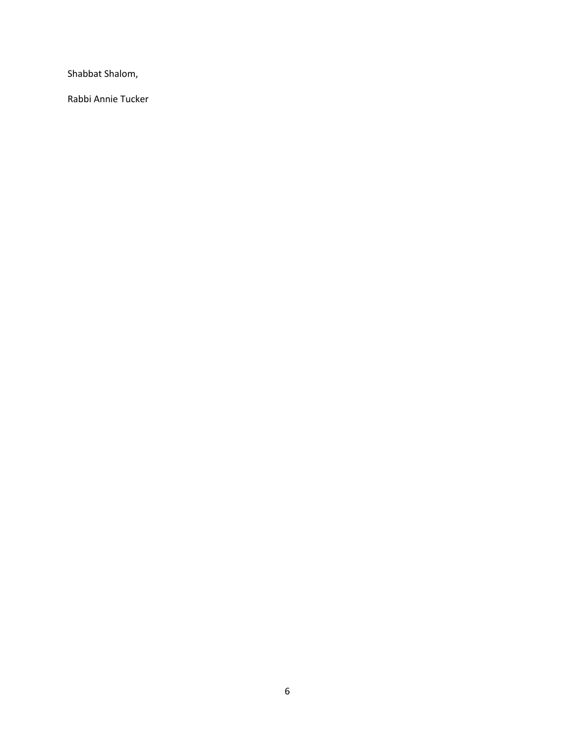Shabbat Shalom,

Rabbi Annie Tucker